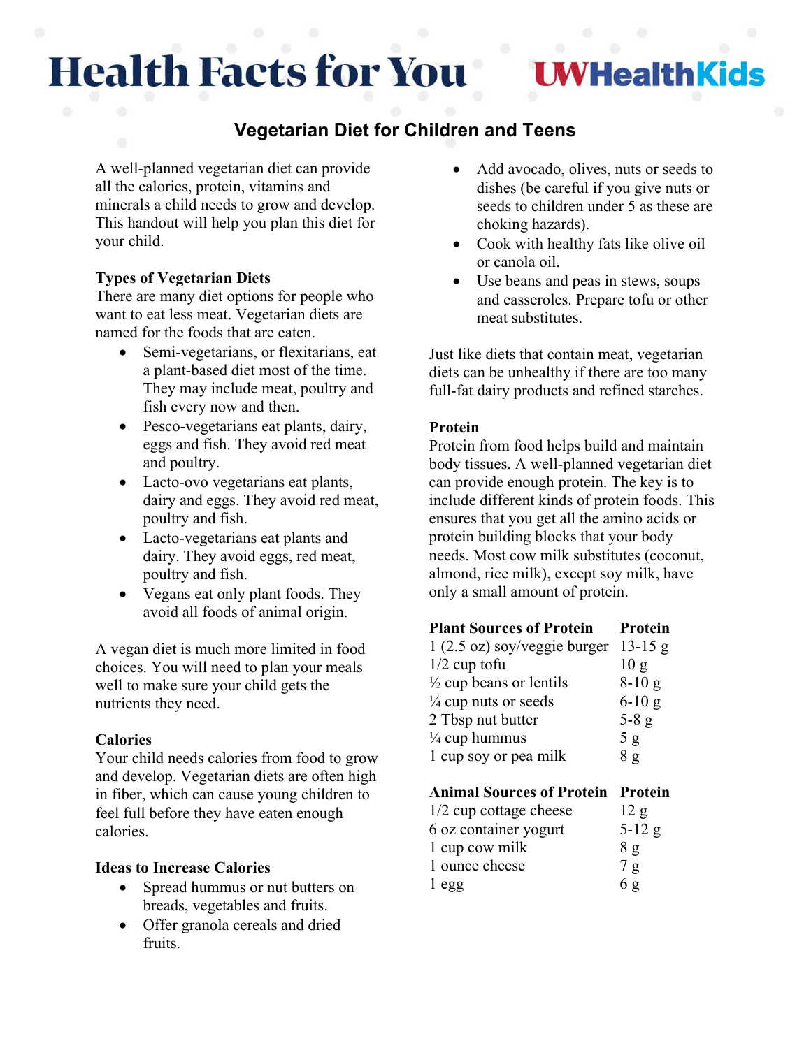# Health Facts for You

UWHealthKids

## Vegetarian Diet for Children and Teens

A well-planned vegetarian diet can provide all the calories, protein, vitamins and minerals a child needs to grow and develop. This handout will help you plan this diet for your child.

**Types of Vegetarian Diets**

There are many diet options for people who want to eat less meat. Vegetarian diets are named for the foods that are eaten.

- Semi-vegetarians, or flexitarians, eat a plant-based diet most of the time. They may include meat, poultry and fish every now and then.
- Pesco-vegetarians eat plants, dairy, eggs and fish. They avoid red meat and poultry.
- Lacto-ovo vegetarians eat plants, dairy and eggs. They avoid red meat, poultry and fish.
- Lacto-vegetarians eat plants and dairy. They avoid eggs, red meat, poultry and fish.
- Vegans eat only plant foods. They avoid all foods of animal origin.

A vegan diet is much more limited in food choices. You will need to plan your meals well to make sure your child gets the nutrients they need.

**Calories**

Your child needs calories from food to grow and develop. Vegetarian diets are often high in fiber, which can cause young children to feel full before they have eaten enough calories.

**Ideas to Increase Calories**

- Spread hummus or nut butters on breads, vegetables and fruits.
- Offer granola cereals and dried fruits.
- Add avocado, olives, nuts or seeds to dishes (be careful if you give nuts or seeds to children under 5 as these are choking hazards).
- Cook with healthy fats like olive oil or canola oil.
- Use beans and peas in stews, soups and casseroles. Prepare tofu or other meat substitutes.

Just like diets that contain meat, vegetarian diets can be unhealthy if there are too many full-fat dairy products and refined starches.

**Protein**

Protein from food helps build and maintain body tissues. A well-planned vegetarian diet can provide enough protein. The key is to include different kinds of protein foods. This ensures that you get all the amino acids or protein building blocks that your body needs. Most cow milk substitutes (coconut, almond, rice milk), except soy milk, have only a small amount of protein.

| Plant Sources of Protein | Protein |
|---|---|
| 1 (2.5 oz) soy/veggie burger | 13-15 g |
| 1/2 cup tofu | 10 g |
| ½ cup beans or lentils | 8-10 g |
| ¼ cup nuts or seeds | 6-10 g |
| 2 Tbsp nut butter | 5-8 g |
| ¼ cup hummus | 5 g |
| 1 cup soy or pea milk | 8 g |

| Animal Sources of Protein | Protein |
|---|---|
| 1/2 cup cottage cheese | 12 g |
| 6 oz container yogurt | 5-12 g |
| 1 cup cow milk | 8 g |
| 1 ounce cheese | 7 g |
| 1 egg | 6 g |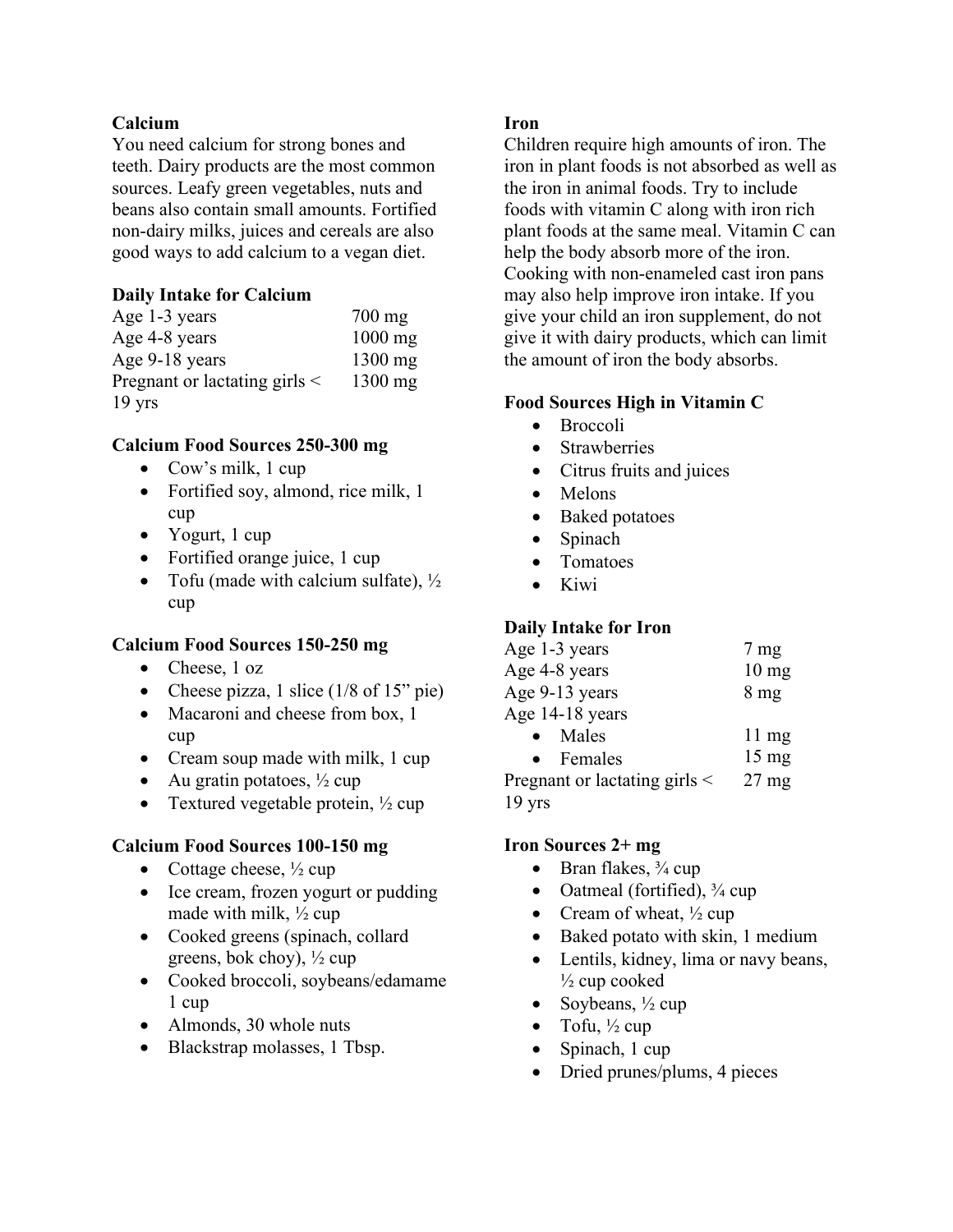## Calcium

You need calcium for strong bones and teeth. Dairy products are the most common sources. Leafy green vegetables, nuts and beans also contain small amounts. Fortified non-dairy milks, juices and cereals are also good ways to add calcium to a vegan diet.

### Daily Intake for Calcium

| | |
|---|---|
| Age 1-3 years | 700 mg |
| Age 4-8 years | 1000 mg |
| Age 9-18 years | 1300 mg |
| Pregnant or lactating girls < 19 yrs | 1300 mg |

### Calcium Food Sources 250-300 mg

- Cow's milk, 1 cup
- Fortified soy, almond, rice milk, 1 cup
- Yogurt, 1 cup
- Fortified orange juice, 1 cup
- Tofu (made with calcium sulfate), ½ cup

### Calcium Food Sources 150-250 mg

- Cheese, 1 oz
- Cheese pizza, 1 slice (1/8 of 15" pie)
- Macaroni and cheese from box, 1 cup
- Cream soup made with milk, 1 cup
- Au gratin potatoes, ½ cup
- Textured vegetable protein, ½ cup

### Calcium Food Sources 100-150 mg

- Cottage cheese, ½ cup
- Ice cream, frozen yogurt or pudding made with milk, ½ cup
- Cooked greens (spinach, collard greens, bok choy), ½ cup
- Cooked broccoli, soybeans/edamame 1 cup
- Almonds, 30 whole nuts
- Blackstrap molasses, 1 Tbsp.

## Iron

Children require high amounts of iron. The iron in plant foods is not absorbed as well as the iron in animal foods. Try to include foods with vitamin C along with iron rich plant foods at the same meal. Vitamin C can help the body absorb more of the iron. Cooking with non-enameled cast iron pans may also help improve iron intake. If you give your child an iron supplement, do not give it with dairy products, which can limit the amount of iron the body absorbs.

### Food Sources High in Vitamin C

- Broccoli
- Strawberries
- Citrus fruits and juices
- Melons
- Baked potatoes
- Spinach
- Tomatoes
- Kiwi

### Daily Intake for Iron

| | |
|---|---|
| Age 1-3 years | 7 mg |
| Age 4-8 years | 10 mg |
| Age 9-13 years | 8 mg |
| Age 14-18 years | |
| • Males | 11 mg |
| • Females | 15 mg |
| Pregnant or lactating girls < 19 yrs | 27 mg |

### Iron Sources 2+ mg

- Bran flakes, ¾ cup
- Oatmeal (fortified), ¾ cup
- Cream of wheat, ½ cup
- Baked potato with skin, 1 medium
- Lentils, kidney, lima or navy beans, ½ cup cooked
- Soybeans, ½ cup
- Tofu, ½ cup
- Spinach, 1 cup
- Dried prunes/plums, 4 pieces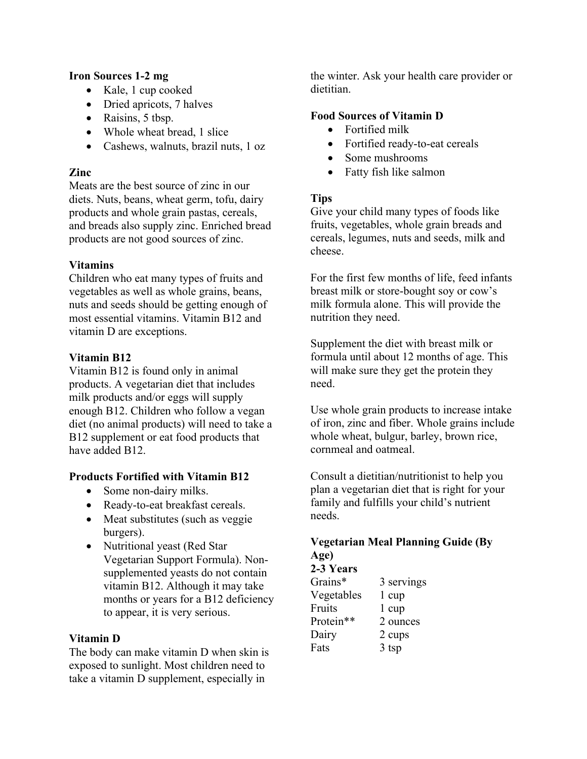**Iron Sources 1-2 mg**

- Kale, 1 cup cooked
- Dried apricots, 7 halves
- Raisins, 5 tbsp.
- Whole wheat bread, 1 slice
- Cashews, walnuts, brazil nuts, 1 oz

**Zinc**

Meats are the best source of zinc in our diets. Nuts, beans, wheat germ, tofu, dairy products and whole grain pastas, cereals, and breads also supply zinc. Enriched bread products are not good sources of zinc.

**Vitamins**

Children who eat many types of fruits and vegetables as well as whole grains, beans, nuts and seeds should be getting enough of most essential vitamins. Vitamin B12 and vitamin D are exceptions.

**Vitamin B12**

Vitamin B12 is found only in animal products. A vegetarian diet that includes milk products and/or eggs will supply enough B12. Children who follow a vegan diet (no animal products) will need to take a B12 supplement or eat food products that have added B12.

**Products Fortified with Vitamin B12**

- Some non-dairy milks.
- Ready-to-eat breakfast cereals.
- Meat substitutes (such as veggie burgers).
- Nutritional yeast (Red Star Vegetarian Support Formula). Non-supplemented yeasts do not contain vitamin B12. Although it may take months or years for a B12 deficiency to appear, it is very serious.

**Vitamin D**

The body can make vitamin D when skin is exposed to sunlight. Most children need to take a vitamin D supplement, especially in the winter. Ask your health care provider or dietitian.

**Food Sources of Vitamin D**

- Fortified milk
- Fortified ready-to-eat cereals
- Some mushrooms
- Fatty fish like salmon

**Tips**

Give your child many types of foods like fruits, vegetables, whole grain breads and cereals, legumes, nuts and seeds, milk and cheese.

For the first few months of life, feed infants breast milk or store-bought soy or cow's milk formula alone. This will provide the nutrition they need.

Supplement the diet with breast milk or formula until about 12 months of age. This will make sure they get the protein they need.

Use whole grain products to increase intake of iron, zinc and fiber. Whole grains include whole wheat, bulgur, barley, brown rice, cornmeal and oatmeal.

Consult a dietitian/nutritionist to help you plan a vegetarian diet that is right for your family and fulfills your child's nutrient needs.

**Vegetarian Meal Planning Guide (By Age)**

**2-3 Years**

| | |
|---|---|
| Grains* | 3 servings |
| Vegetables | 1 cup |
| Fruits | 1 cup |
| Protein** | 2 ounces |
| Dairy | 2 cups |
| Fats | 3 tsp |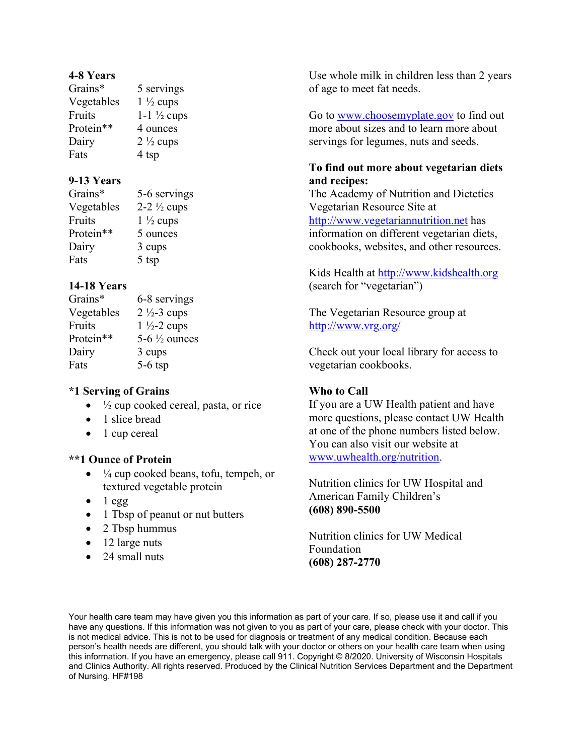**4-8 Years**

| | |
|---|---|
| Grains* | 5 servings |
| Vegetables | 1 ½ cups |
| Fruits | 1-1 ½ cups |
| Protein** | 4 ounces |
| Dairy | 2 ½ cups |
| Fats | 4 tsp |

**9-13 Years**

| | |
|---|---|
| Grains* | 5-6 servings |
| Vegetables | 2-2 ½ cups |
| Fruits | 1 ½ cups |
| Protein** | 5 ounces |
| Dairy | 3 cups |
| Fats | 5 tsp |

**14-18 Years**

| | |
|---|---|
| Grains* | 6-8 servings |
| Vegetables | 2 ½-3 cups |
| Fruits | 1 ½-2 cups |
| Protein** | 5-6 ½ ounces |
| Dairy | 3 cups |
| Fats | 5-6 tsp |

**\*1 Serving of Grains**

- ½ cup cooked cereal, pasta, or rice
- 1 slice bread
- 1 cup cereal

**\*\*1 Ounce of Protein**

- ¼ cup cooked beans, tofu, tempeh, or textured vegetable protein
- 1 egg
- 1 Tbsp of peanut or nut butters
- 2 Tbsp hummus
- 12 large nuts
- 24 small nuts

Use whole milk in children less than 2 years of age to meet fat needs.

Go to www.choosemyplate.gov to find out more about sizes and to learn more about servings for legumes, nuts and seeds.

**To find out more about vegetarian diets and recipes:**

The Academy of Nutrition and Dietetics Vegetarian Resource Site at http://www.vegetariannutrition.net has information on different vegetarian diets, cookbooks, websites, and other resources.

Kids Health at http://www.kidshealth.org (search for "vegetarian")

The Vegetarian Resource group at http://www.vrg.org/

Check out your local library for access to vegetarian cookbooks.

**Who to Call**

If you are a UW Health patient and have more questions, please contact UW Health at one of the phone numbers listed below. You can also visit our website at www.uwhealth.org/nutrition.

Nutrition clinics for UW Hospital and American Family Children's
**(608) 890-5500**

Nutrition clinics for UW Medical Foundation
**(608) 287-2770**

Your health care team may have given you this information as part of your care. If so, please use it and call if you have any questions. If this information was not given to you as part of your care, please check with your doctor. This is not medical advice. This is not to be used for diagnosis or treatment of any medical condition. Because each person's health needs are different, you should talk with your doctor or others on your health care team when using this information. If you have an emergency, please call 911. Copyright © 8/2020. University of Wisconsin Hospitals and Clinics Authority. All rights reserved. Produced by the Clinical Nutrition Services Department and the Department of Nursing. HF#198